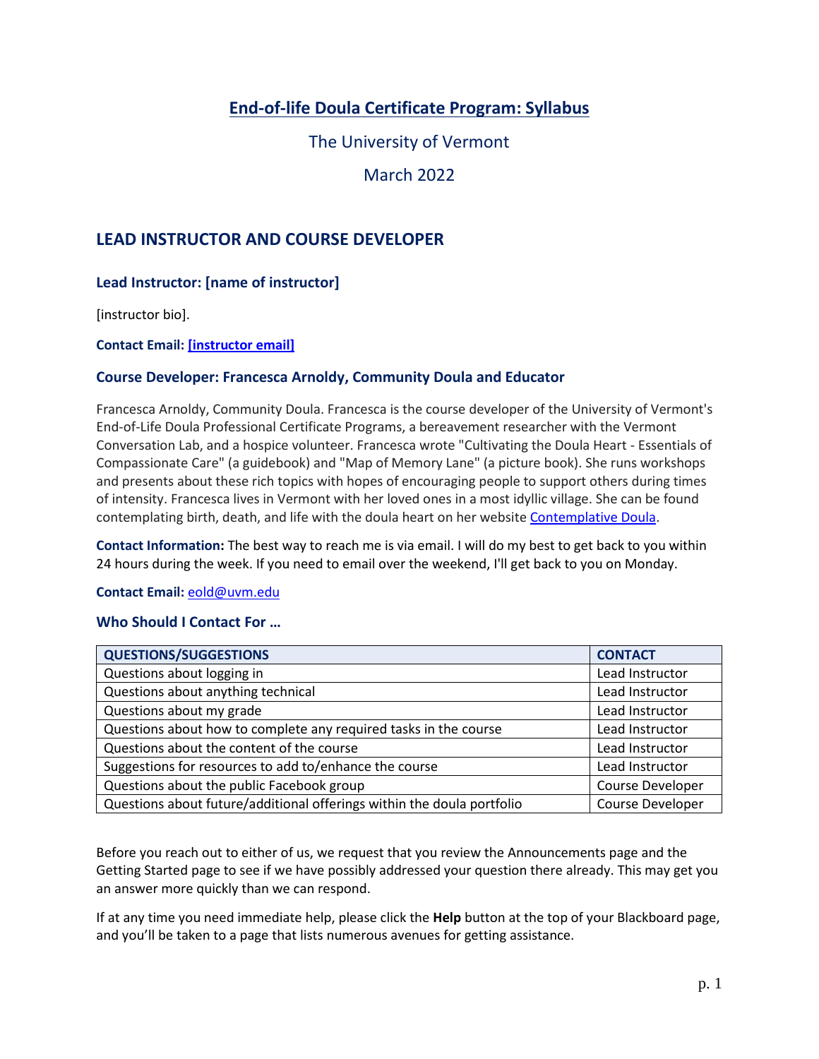# End-of-life Doula Certificate Program: Syllabus

The University of Vermont

March 2022

## LEAD INSTRUCTOR AND COURSE DEVELOPER

### Lead Instructor: [name of instructor]

[instructor bio].

**Contact Email: [instructor email]**

### Course Developer: Francesca Arnoldy, Community Doula and Educator

Francesca Arnoldy, Community Doula. Francesca is the course developer of the University of Vermont's End-of-Life Doula Professional Certificate Programs, a bereavement researcher with the Vermont Conversation Lab, and a hospice volunteer. Francesca wrote "Cultivating the Doula Heart - Essentials of Compassionate Care" (a guidebook) and "Map of Memory Lane" (a picture book). She runs workshops and presents about these rich topics with hopes of encouraging people to support others during times of intensity. Francesca lives in Vermont with her loved ones in a most idyllic village. She can be found contemplating birth, death, and life with the doula heart on her website Contemplative Doula.

**Contact Information:** The best way to reach me is via email. I will do my best to get back to you within 24 hours during the week. If you need to email over the weekend, I'll get back to you on Monday.

**Contact Email:** eold@uvm.edu

### Who Should I Contact For …

| QUESTIONS/SUGGESTIONS | CONTACT |
|---|---|
| Questions about logging in | Lead Instructor |
| Questions about anything technical | Lead Instructor |
| Questions about my grade | Lead Instructor |
| Questions about how to complete any required tasks in the course | Lead Instructor |
| Questions about the content of the course | Lead Instructor |
| Suggestions for resources to add to/enhance the course | Lead Instructor |
| Questions about the public Facebook group | Course Developer |
| Questions about future/additional offerings within the doula portfolio | Course Developer |

Before you reach out to either of us, we request that you review the Announcements page and the Getting Started page to see if we have possibly addressed your question there already. This may get you an answer more quickly than we can respond.

If at any time you need immediate help, please click the **Help** button at the top of your Blackboard page, and you'll be taken to a page that lists numerous avenues for getting assistance.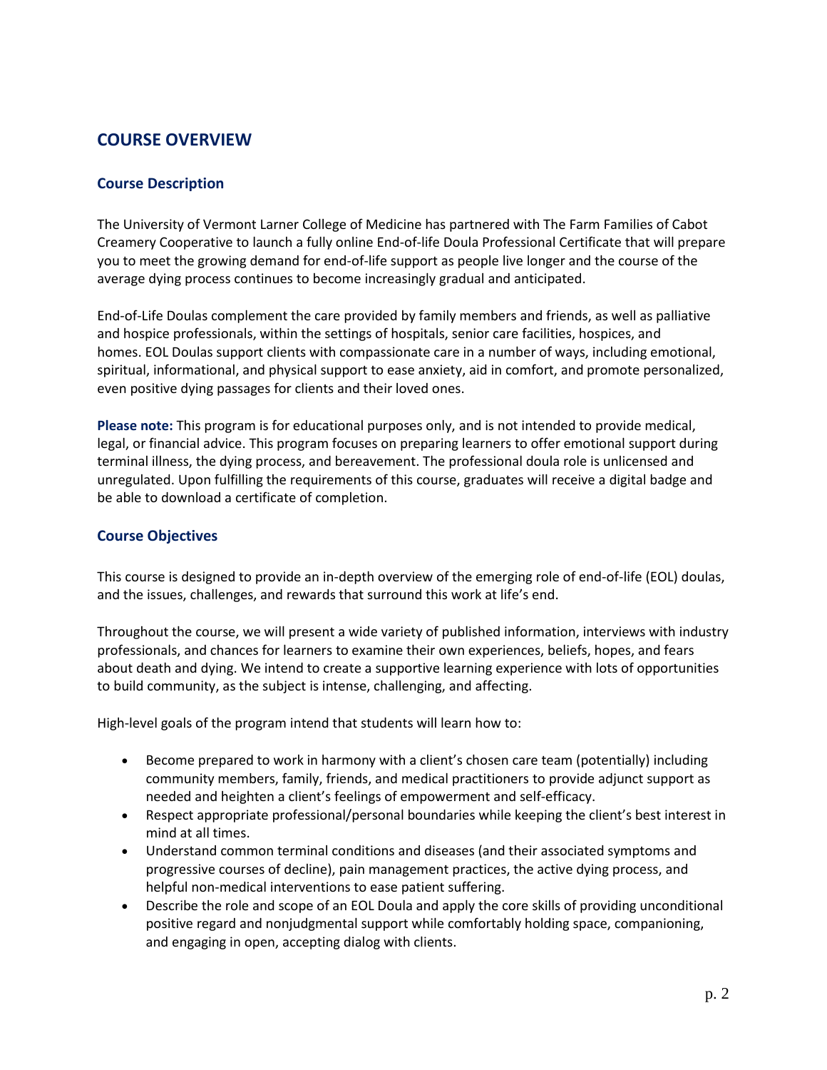## COURSE OVERVIEW

### Course Description

The University of Vermont Larner College of Medicine has partnered with The Farm Families of Cabot Creamery Cooperative to launch a fully online End-of-life Doula Professional Certificate that will prepare you to meet the growing demand for end-of-life support as people live longer and the course of the average dying process continues to become increasingly gradual and anticipated.

End-of-Life Doulas complement the care provided by family members and friends, as well as palliative and hospice professionals, within the settings of hospitals, senior care facilities, hospices, and homes. EOL Doulas support clients with compassionate care in a number of ways, including emotional, spiritual, informational, and physical support to ease anxiety, aid in comfort, and promote personalized, even positive dying passages for clients and their loved ones.

**Please note:** This program is for educational purposes only, and is not intended to provide medical, legal, or financial advice. This program focuses on preparing learners to offer emotional support during terminal illness, the dying process, and bereavement. The professional doula role is unlicensed and unregulated. Upon fulfilling the requirements of this course, graduates will receive a digital badge and be able to download a certificate of completion.

### Course Objectives

This course is designed to provide an in-depth overview of the emerging role of end-of-life (EOL) doulas, and the issues, challenges, and rewards that surround this work at life's end.

Throughout the course, we will present a wide variety of published information, interviews with industry professionals, and chances for learners to examine their own experiences, beliefs, hopes, and fears about death and dying. We intend to create a supportive learning experience with lots of opportunities to build community, as the subject is intense, challenging, and affecting.

High-level goals of the program intend that students will learn how to:

- Become prepared to work in harmony with a client's chosen care team (potentially) including community members, family, friends, and medical practitioners to provide adjunct support as needed and heighten a client's feelings of empowerment and self-efficacy.
- Respect appropriate professional/personal boundaries while keeping the client's best interest in mind at all times.
- Understand common terminal conditions and diseases (and their associated symptoms and progressive courses of decline), pain management practices, the active dying process, and helpful non-medical interventions to ease patient suffering.
- Describe the role and scope of an EOL Doula and apply the core skills of providing unconditional positive regard and nonjudgmental support while comfortably holding space, companioning, and engaging in open, accepting dialog with clients.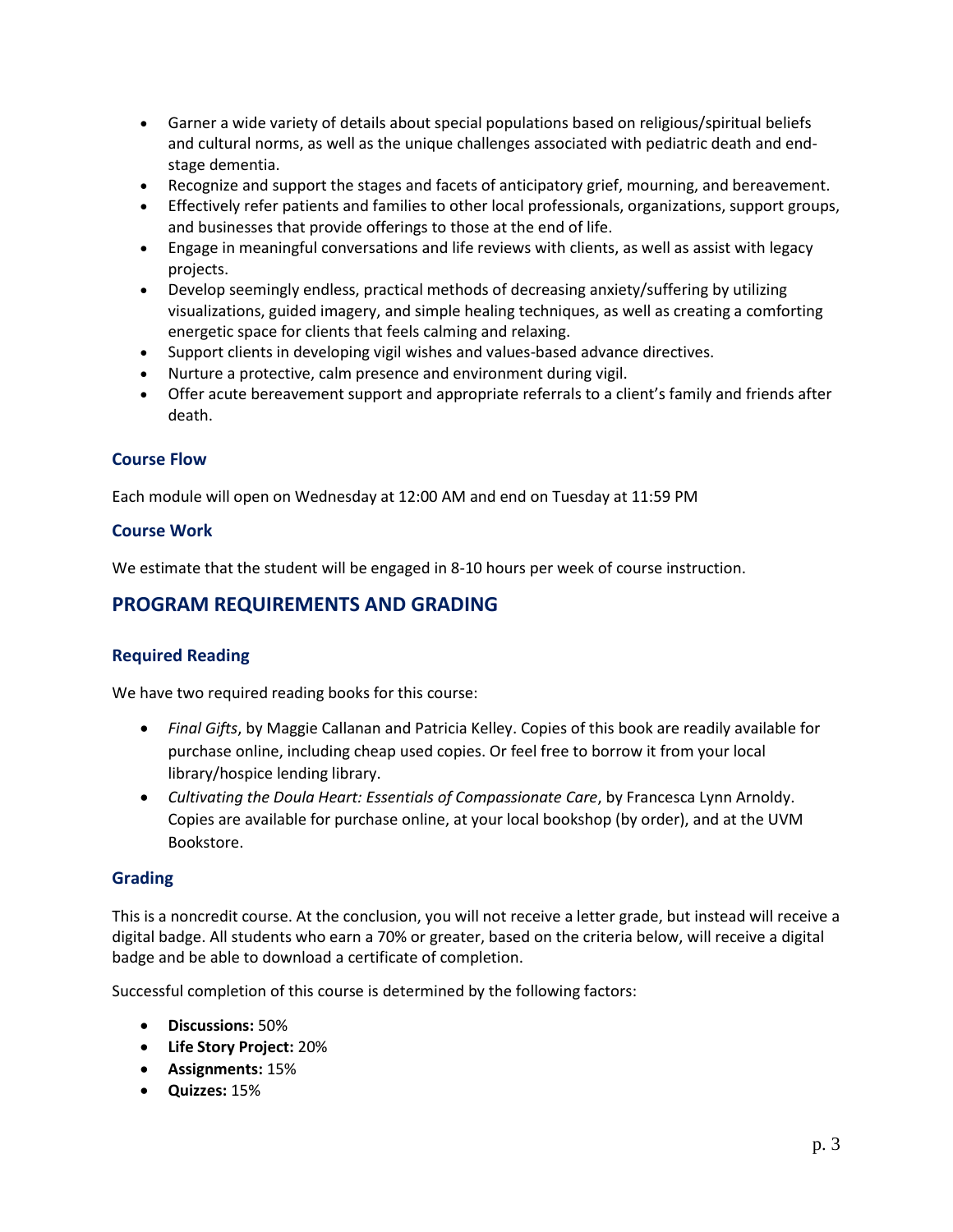- Garner a wide variety of details about special populations based on religious/spiritual beliefs and cultural norms, as well as the unique challenges associated with pediatric death and end-stage dementia.
- Recognize and support the stages and facets of anticipatory grief, mourning, and bereavement.
- Effectively refer patients and families to other local professionals, organizations, support groups, and businesses that provide offerings to those at the end of life.
- Engage in meaningful conversations and life reviews with clients, as well as assist with legacy projects.
- Develop seemingly endless, practical methods of decreasing anxiety/suffering by utilizing visualizations, guided imagery, and simple healing techniques, as well as creating a comforting energetic space for clients that feels calming and relaxing.
- Support clients in developing vigil wishes and values-based advance directives.
- Nurture a protective, calm presence and environment during vigil.
- Offer acute bereavement support and appropriate referrals to a client's family and friends after death.

### Course Flow

Each module will open on Wednesday at 12:00 AM and end on Tuesday at 11:59 PM

### Course Work

We estimate that the student will be engaged in 8-10 hours per week of course instruction.

## PROGRAM REQUIREMENTS AND GRADING

### Required Reading

We have two required reading books for this course:

- *Final Gifts*, by Maggie Callanan and Patricia Kelley. Copies of this book are readily available for purchase online, including cheap used copies. Or feel free to borrow it from your local library/hospice lending library.
- *Cultivating the Doula Heart: Essentials of Compassionate Care*, by Francesca Lynn Arnoldy. Copies are available for purchase online, at your local bookshop (by order), and at the UVM Bookstore.

### Grading

This is a noncredit course. At the conclusion, you will not receive a letter grade, but instead will receive a digital badge. All students who earn a 70% or greater, based on the criteria below, will receive a digital badge and be able to download a certificate of completion.

Successful completion of this course is determined by the following factors:

- **Discussions:** 50%
- **Life Story Project:** 20%
- **Assignments:** 15%
- **Quizzes:** 15%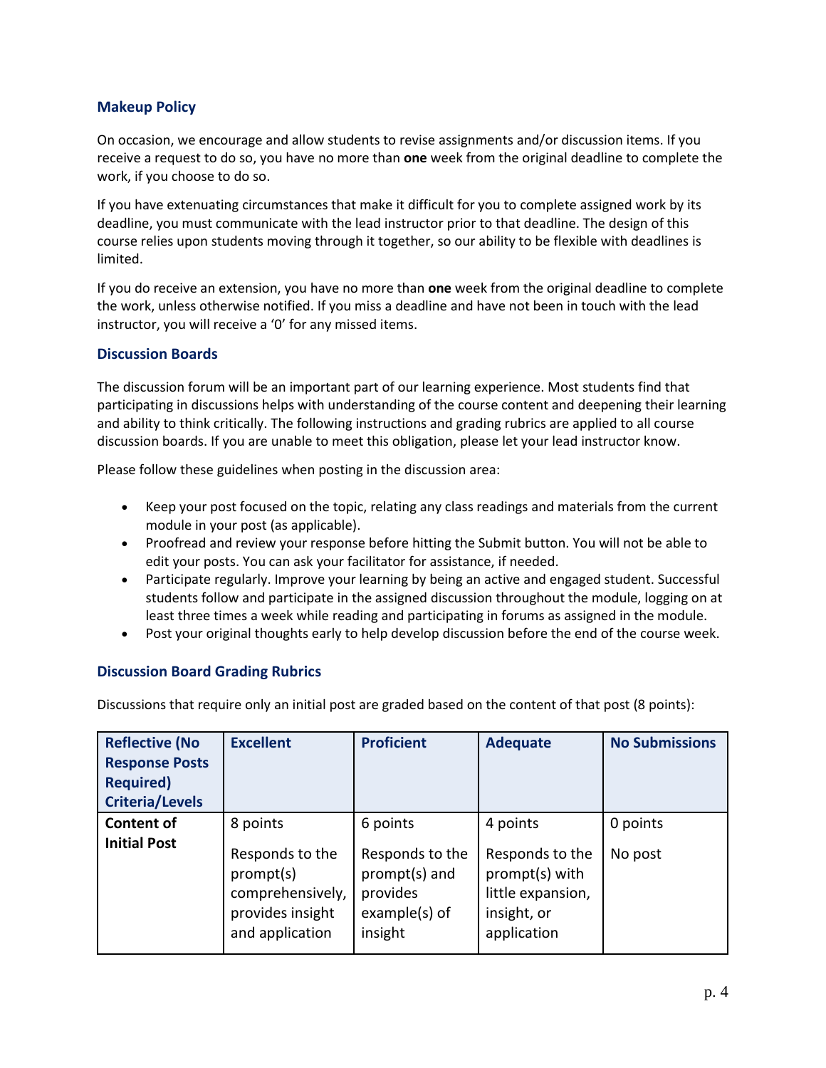### Makeup Policy

On occasion, we encourage and allow students to revise assignments and/or discussion items. If you receive a request to do so, you have no more than **one** week from the original deadline to complete the work, if you choose to do so.

If you have extenuating circumstances that make it difficult for you to complete assigned work by its deadline, you must communicate with the lead instructor prior to that deadline. The design of this course relies upon students moving through it together, so our ability to be flexible with deadlines is limited.

If you do receive an extension, you have no more than **one** week from the original deadline to complete the work, unless otherwise notified. If you miss a deadline and have not been in touch with the lead instructor, you will receive a '0' for any missed items.

### Discussion Boards

The discussion forum will be an important part of our learning experience. Most students find that participating in discussions helps with understanding of the course content and deepening their learning and ability to think critically. The following instructions and grading rubrics are applied to all course discussion boards. If you are unable to meet this obligation, please let your lead instructor know.

Please follow these guidelines when posting in the discussion area:

- Keep your post focused on the topic, relating any class readings and materials from the current module in your post (as applicable).
- Proofread and review your response before hitting the Submit button. You will not be able to edit your posts. You can ask your facilitator for assistance, if needed.
- Participate regularly. Improve your learning by being an active and engaged student. Successful students follow and participate in the assigned discussion throughout the module, logging on at least three times a week while reading and participating in forums as assigned in the module.
- Post your original thoughts early to help develop discussion before the end of the course week.

### Discussion Board Grading Rubrics

Discussions that require only an initial post are graded based on the content of that post (8 points):

| Reflective (No Response Posts Required) Criteria/Levels | Excellent | Proficient | Adequate | No Submissions |
|---|---|---|---|---|
| **Content of Initial Post** | 8 points<br><br>Responds to the prompt(s) comprehensively, provides insight and application | 6 points<br><br>Responds to the prompt(s) and provides example(s) of insight | 4 points<br><br>Responds to the prompt(s) with little expansion, insight, or application | 0 points<br><br>No post |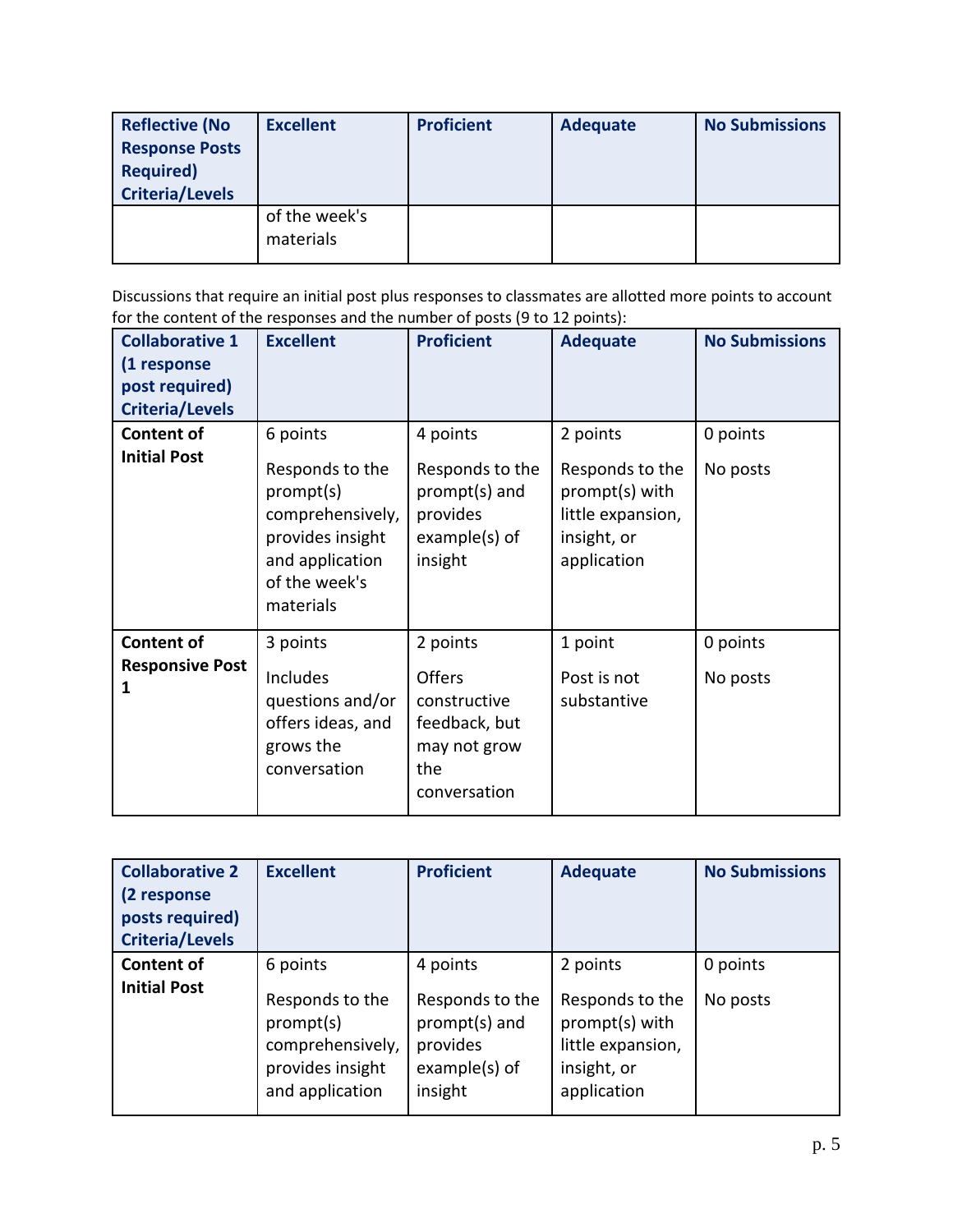| Reflective (No Response Posts Required) Criteria/Levels | Excellent | Proficient | Adequate | No Submissions |
| --- | --- | --- | --- | --- |
| | of the week's materials | | | |

Discussions that require an initial post plus responses to classmates are allotted more points to account for the content of the responses and the number of posts (9 to 12 points):

| Collaborative 1 (1 response post required) Criteria/Levels | Excellent | Proficient | Adequate | No Submissions |
| --- | --- | --- | --- | --- |
| **Content of Initial Post** | 6 points<br><br>Responds to the prompt(s) comprehensively, provides insight and application of the week's materials | 4 points<br><br>Responds to the prompt(s) and provides example(s) of insight | 2 points<br><br>Responds to the prompt(s) with little expansion, insight, or application | 0 points<br><br>No posts |
| **Content of Responsive Post 1** | 3 points<br><br>Includes questions and/or offers ideas, and grows the conversation | 2 points<br><br>Offers constructive feedback, but may not grow the conversation | 1 point<br><br>Post is not substantive | 0 points<br><br>No posts |

| Collaborative 2 (2 response posts required) Criteria/Levels | Excellent | Proficient | Adequate | No Submissions |
| --- | --- | --- | --- | --- |
| **Content of Initial Post** | 6 points<br><br>Responds to the prompt(s) comprehensively, provides insight and application | 4 points<br><br>Responds to the prompt(s) and provides example(s) of insight | 2 points<br><br>Responds to the prompt(s) with little expansion, insight, or application | 0 points<br><br>No posts |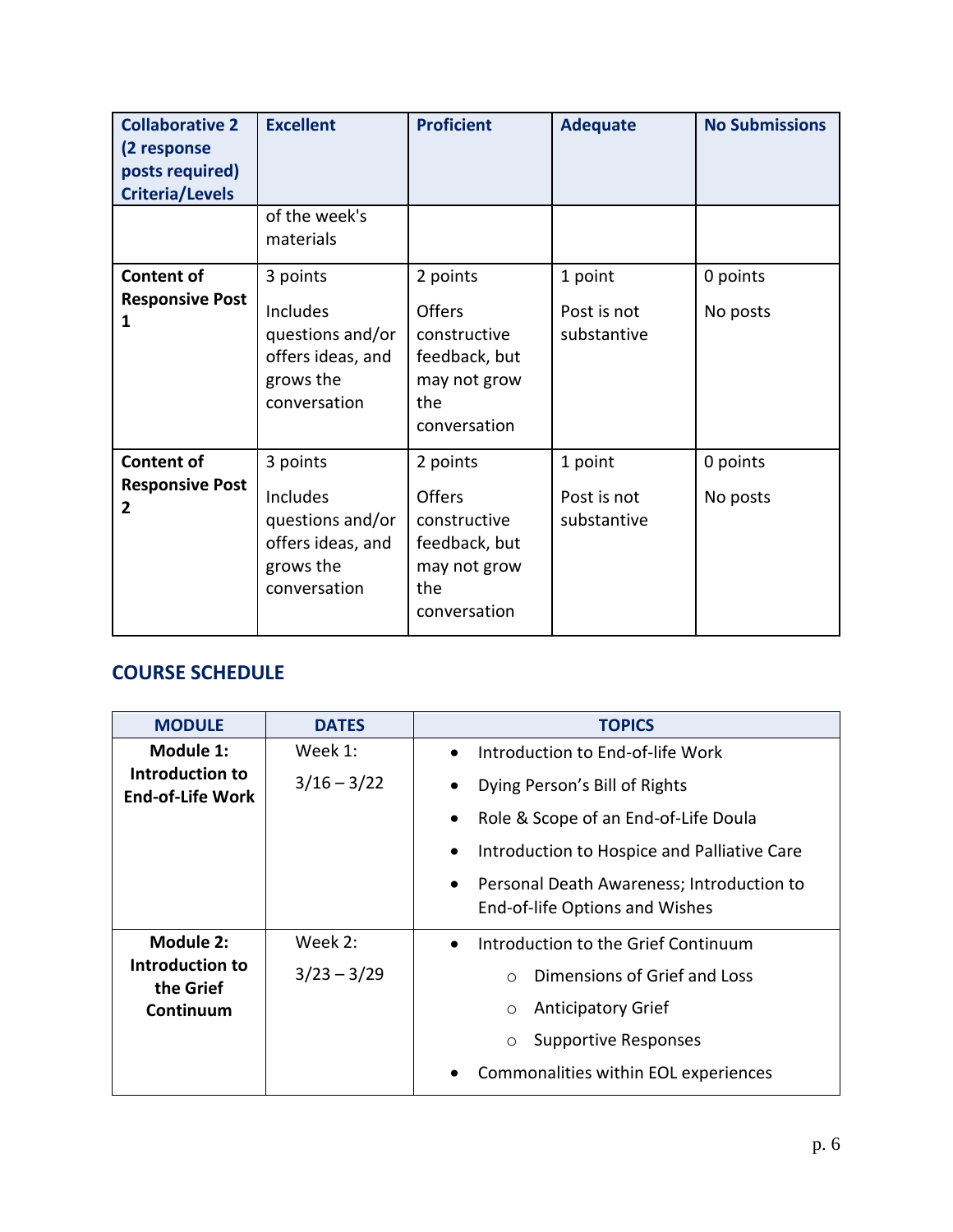| Collaborative 2 (2 response posts required) Criteria/Levels | Excellent | Proficient | Adequate | No Submissions |
|---|---|---|---|---|
| | of the week's materials | | | |
| **Content of Responsive Post 1** | 3 points<br>Includes questions and/or offers ideas, and grows the conversation | 2 points<br>Offers constructive feedback, but may not grow the conversation | 1 point<br>Post is not substantive | 0 points<br>No posts |
| **Content of Responsive Post 2** | 3 points<br>Includes questions and/or offers ideas, and grows the conversation | 2 points<br>Offers constructive feedback, but may not grow the conversation | 1 point<br>Post is not substantive | 0 points<br>No posts |

## COURSE SCHEDULE

| MODULE | DATES | TOPICS |
|---|---|---|
| **Module 1: Introduction to End-of-Life Work** | Week 1:<br>3/16 – 3/22 | • Introduction to End-of-life Work<br>• Dying Person's Bill of Rights<br>• Role & Scope of an End-of-Life Doula<br>• Introduction to Hospice and Palliative Care<br>• Personal Death Awareness; Introduction to End-of-life Options and Wishes |
| **Module 2: Introduction to the Grief Continuum** | Week 2:<br>3/23 – 3/29 | • Introduction to the Grief Continuum<br>  ○ Dimensions of Grief and Loss<br>  ○ Anticipatory Grief<br>  ○ Supportive Responses<br>• Commonalities within EOL experiences |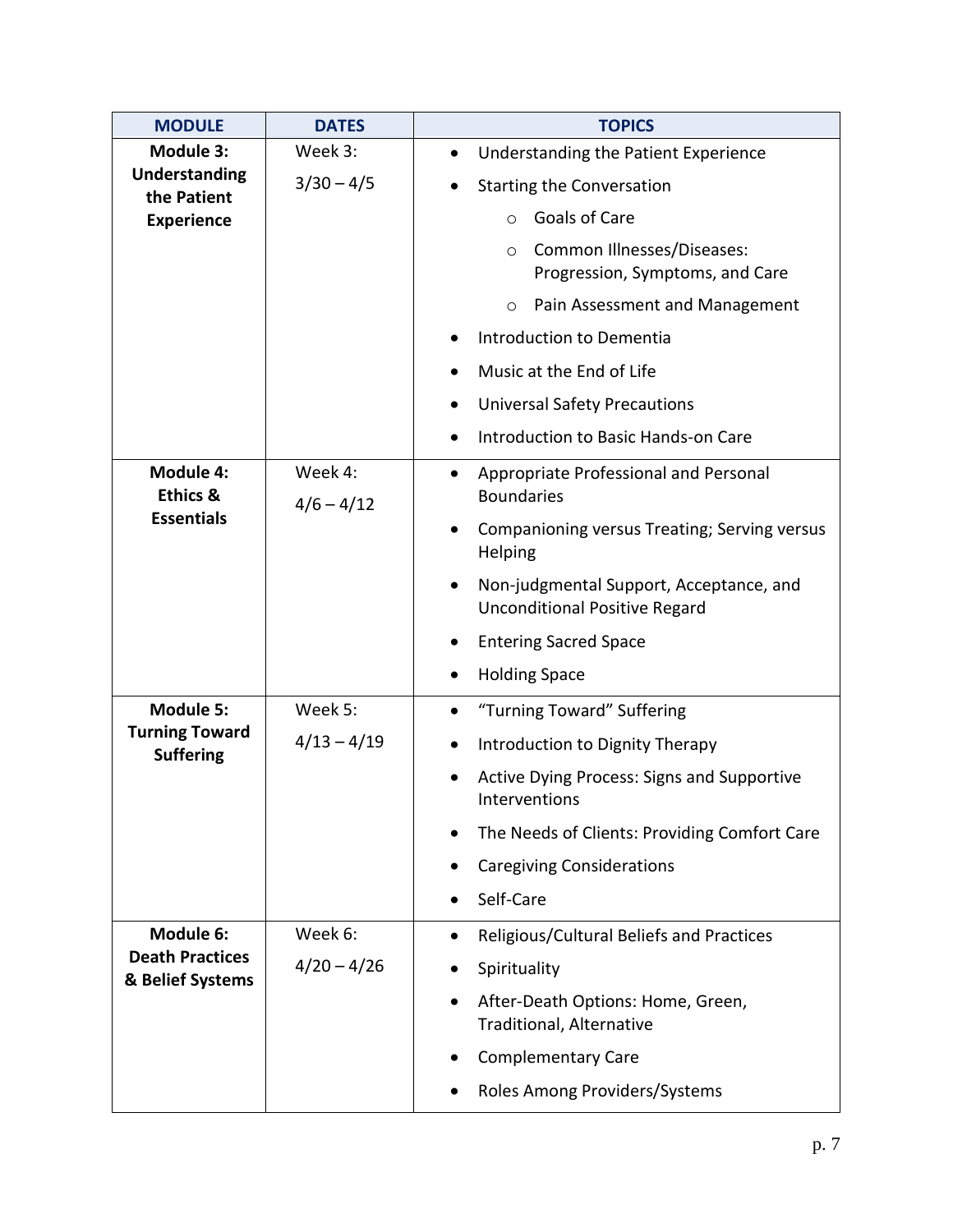| MODULE | DATES | TOPICS |
|---|---|---|
| **Module 3: Understanding the Patient Experience** | Week 3: 3/30 – 4/5 | • Understanding the Patient Experience<br>• Starting the Conversation<br>  ○ Goals of Care<br>  ○ Common Illnesses/Diseases: Progression, Symptoms, and Care<br>  ○ Pain Assessment and Management<br>• Introduction to Dementia<br>• Music at the End of Life<br>• Universal Safety Precautions<br>• Introduction to Basic Hands-on Care |
| **Module 4: Ethics & Essentials** | Week 4: 4/6 – 4/12 | • Appropriate Professional and Personal Boundaries<br>• Companioning versus Treating; Serving versus Helping<br>• Non-judgmental Support, Acceptance, and Unconditional Positive Regard<br>• Entering Sacred Space<br>• Holding Space |
| **Module 5: Turning Toward Suffering** | Week 5: 4/13 – 4/19 | • "Turning Toward" Suffering<br>• Introduction to Dignity Therapy<br>• Active Dying Process: Signs and Supportive Interventions<br>• The Needs of Clients: Providing Comfort Care<br>• Caregiving Considerations<br>• Self-Care |
| **Module 6: Death Practices & Belief Systems** | Week 6: 4/20 – 4/26 | • Religious/Cultural Beliefs and Practices<br>• Spirituality<br>• After-Death Options: Home, Green, Traditional, Alternative<br>• Complementary Care<br>• Roles Among Providers/Systems |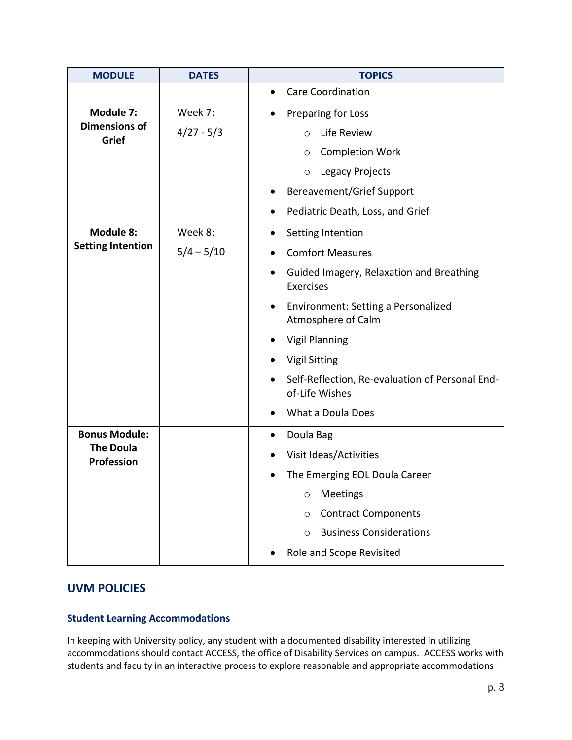| MODULE | DATES | TOPICS |
|---|---|---|
| | | • Care Coordination |
| **Module 7: Dimensions of Grief** | Week 7: 4/27 - 5/3 | • Preparing for Loss<br>  ○ Life Review<br>  ○ Completion Work<br>  ○ Legacy Projects<br>• Bereavement/Grief Support<br>• Pediatric Death, Loss, and Grief |
| **Module 8: Setting Intention** | Week 8: 5/4 – 5/10 | • Setting Intention<br>• Comfort Measures<br>• Guided Imagery, Relaxation and Breathing Exercises<br>• Environment: Setting a Personalized Atmosphere of Calm<br>• Vigil Planning<br>• Vigil Sitting<br>• Self-Reflection, Re-evaluation of Personal End-of-Life Wishes<br>• What a Doula Does |
| **Bonus Module: The Doula Profession** | | • Doula Bag<br>• Visit Ideas/Activities<br>• The Emerging EOL Doula Career<br>  ○ Meetings<br>  ○ Contract Components<br>  ○ Business Considerations<br>• Role and Scope Revisited |

## UVM POLICIES

### Student Learning Accommodations

In keeping with University policy, any student with a documented disability interested in utilizing accommodations should contact ACCESS, the office of Disability Services on campus. ACCESS works with students and faculty in an interactive process to explore reasonable and appropriate accommodations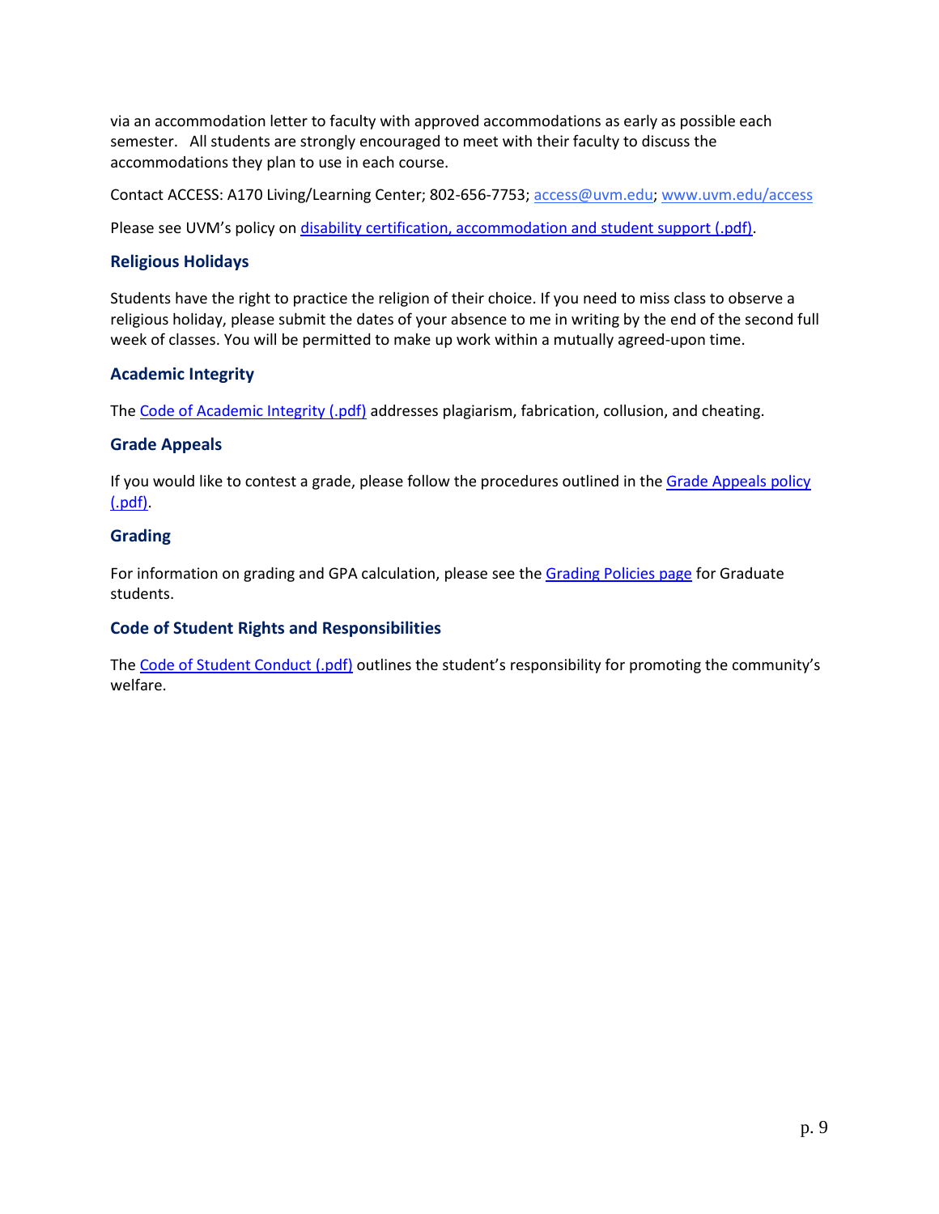via an accommodation letter to faculty with approved accommodations as early as possible each semester. All students are strongly encouraged to meet with their faculty to discuss the accommodations they plan to use in each course.

Contact ACCESS: A170 Living/Learning Center; 802-656-7753; access@uvm.edu; www.uvm.edu/access

Please see UVM's policy on disability certification, accommodation and student support (.pdf).

### Religious Holidays

Students have the right to practice the religion of their choice. If you need to miss class to observe a religious holiday, please submit the dates of your absence to me in writing by the end of the second full week of classes. You will be permitted to make up work within a mutually agreed-upon time.

### Academic Integrity

The Code of Academic Integrity (.pdf) addresses plagiarism, fabrication, collusion, and cheating.

### Grade Appeals

If you would like to contest a grade, please follow the procedures outlined in the Grade Appeals policy (.pdf).

### Grading

For information on grading and GPA calculation, please see the Grading Policies page for Graduate students.

### Code of Student Rights and Responsibilities

The Code of Student Conduct (.pdf) outlines the student's responsibility for promoting the community's welfare.